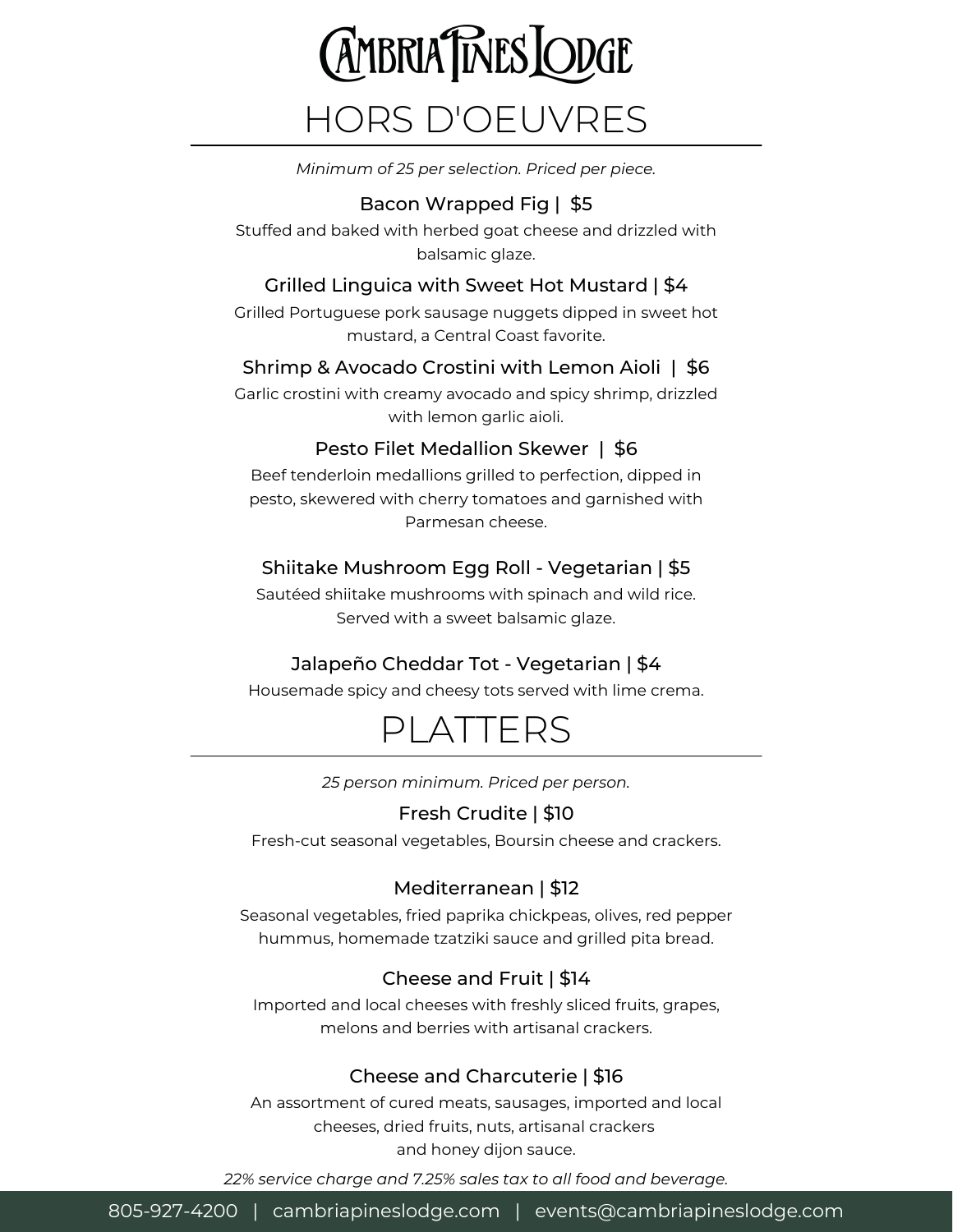# Cambria Pines Lodge

## HORS D'OEUVRES

*Minimum of 25 per selection. Priced per piece.*

### Bacon Wrapped Fig | $5

Stuffed and baked with herbed goat cheese and drizzled with balsamic glaze.

### Grilled Linguica with Sweet Hot Mustard | $4

Grilled Portuguese pork sausage nuggets dipped in sweet hot mustard, a Central Coast favorite.

### Shrimp & Avocado Crostini with Lemon Aioli | $6

Garlic crostini with creamy avocado and spicy shrimp, drizzled with lemon garlic aioli.

### Pesto Filet Medallion Skewer | $6

Beef tenderloin medallions grilled to perfection, dipped in pesto, skewered with cherry tomatoes and garnished with Parmesan cheese.

### Shiitake Mushroom Egg Roll - Vegetarian | $5

Sautéed shiitake mushrooms with spinach and wild rice. Served with a sweet balsamic glaze.

### Jalapeño Cheddar Tot - Vegetarian | $4

Housemade spicy and cheesy tots served with lime crema.

## PLATTERS

*25 person minimum. Priced per person.*

### Fresh Crudite | $10

Fresh-cut seasonal vegetables, Boursin cheese and crackers.

### Mediterranean | $12

Seasonal vegetables, fried paprika chickpeas, olives, red pepper hummus, homemade tzatziki sauce and grilled pita bread.

### Cheese and Fruit | $14

Imported and local cheeses with freshly sliced fruits, grapes, melons and berries with artisanal crackers.

### Cheese and Charcuterie | $16

An assortment of cured meats, sausages, imported and local cheeses, dried fruits, nuts, artisanal crackers and honey dijon sauce.

*22% service charge and 7.25% sales tax to all food and beverage.*

805-927-4200 | cambriapineslodge.com | events@cambriapineslodge.com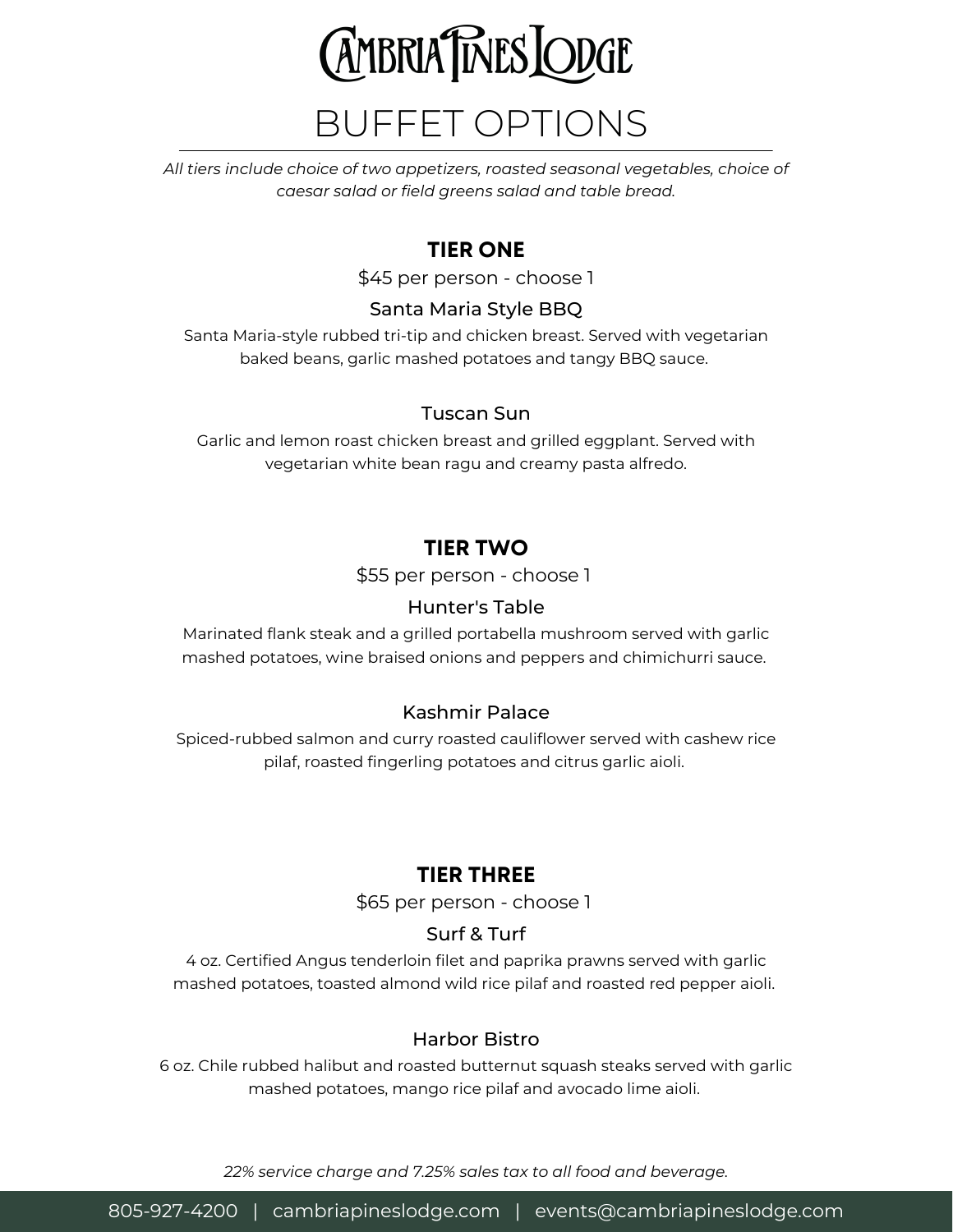# Cambria Pines Lodge

## BUFFET OPTIONS

*All tiers include choice of two appetizers, roasted seasonal vegetables, choice of caesar salad or field greens salad and table bread.*

### TIER ONE

$45 per person - choose 1

#### Santa Maria Style BBQ

Santa Maria-style rubbed tri-tip and chicken breast. Served with vegetarian baked beans, garlic mashed potatoes and tangy BBQ sauce.

#### Tuscan Sun

Garlic and lemon roast chicken breast and grilled eggplant. Served with vegetarian white bean ragu and creamy pasta alfredo.

### TIER TWO

$55 per person - choose 1

#### Hunter's Table

Marinated flank steak and a grilled portabella mushroom served with garlic mashed potatoes, wine braised onions and peppers and chimichurri sauce.

#### Kashmir Palace

Spiced-rubbed salmon and curry roasted cauliflower served with cashew rice pilaf, roasted fingerling potatoes and citrus garlic aioli.

### TIER THREE

$65 per person - choose 1

#### Surf & Turf

4 oz. Certified Angus tenderloin filet and paprika prawns served with garlic mashed potatoes, toasted almond wild rice pilaf and roasted red pepper aioli.

#### Harbor Bistro

6 oz. Chile rubbed halibut and roasted butternut squash steaks served with garlic mashed potatoes, mango rice pilaf and avocado lime aioli.

*22% service charge and 7.25% sales tax to all food and beverage.*

805-927-4200 | cambriapineslodge.com | events@cambriapineslodge.com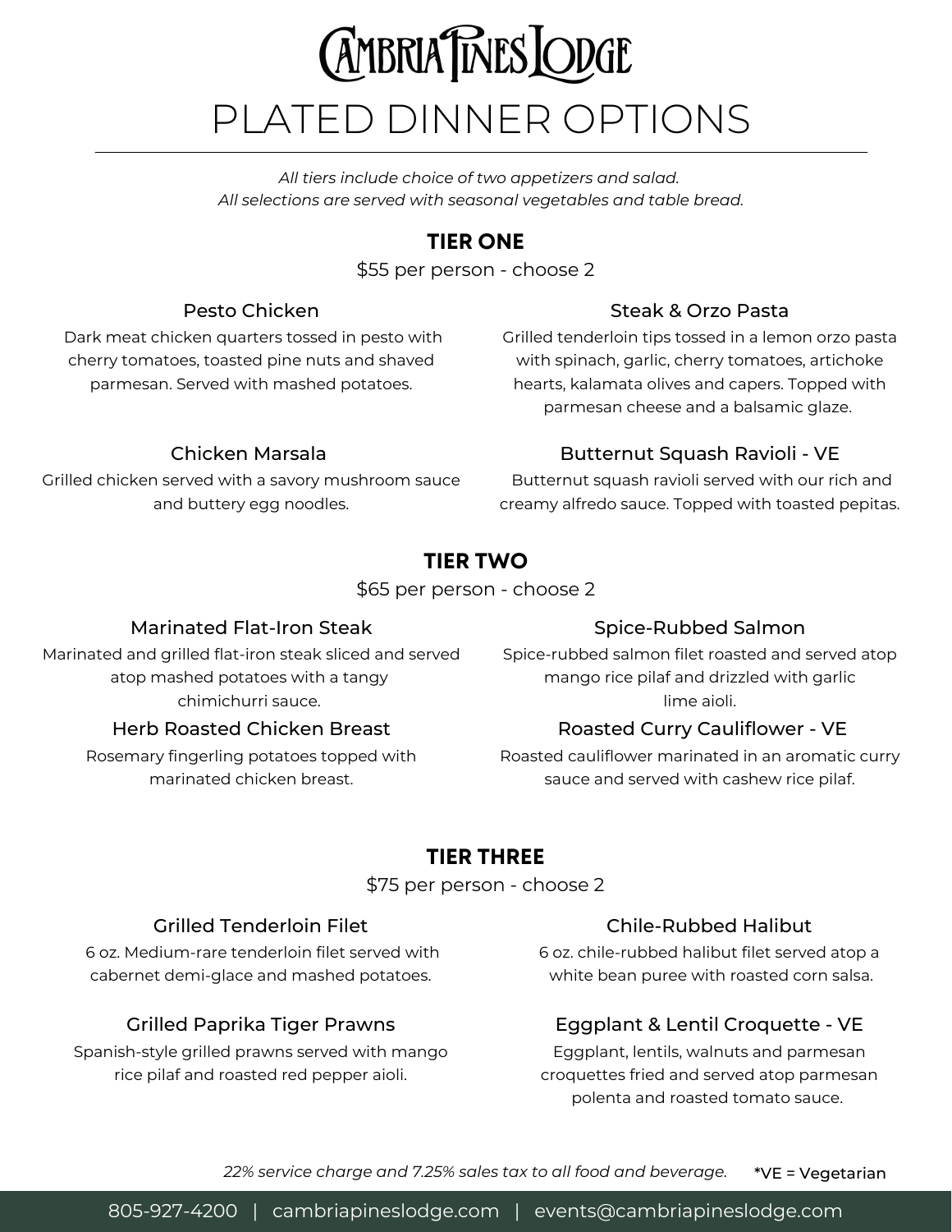# CAMBRIA PINES LODGE

# PLATED DINNER OPTIONS

*All tiers include choice of two appetizers and salad.*
*All selections are served with seasonal vegetables and table bread.*

## TIER ONE

$55 per person - choose 2

### Pesto Chicken

Dark meat chicken quarters tossed in pesto with cherry tomatoes, toasted pine nuts and shaved parmesan. Served with mashed potatoes.

### Steak & Orzo Pasta

Grilled tenderloin tips tossed in a lemon orzo pasta with spinach, garlic, cherry tomatoes, artichoke hearts, kalamata olives and capers. Topped with parmesan cheese and a balsamic glaze.

### Chicken Marsala

Grilled chicken served with a savory mushroom sauce and buttery egg noodles.

### Butternut Squash Ravioli - VE

Butternut squash ravioli served with our rich and creamy alfredo sauce. Topped with toasted pepitas.

## TIER TWO

$65 per person - choose 2

### Marinated Flat-Iron Steak

Marinated and grilled flat-iron steak sliced and served atop mashed potatoes with a tangy chimichurri sauce.

### Spice-Rubbed Salmon

Spice-rubbed salmon filet roasted and served atop mango rice pilaf and drizzled with garlic lime aioli.

### Herb Roasted Chicken Breast

Rosemary fingerling potatoes topped with marinated chicken breast.

### Roasted Curry Cauliflower - VE

Roasted cauliflower marinated in an aromatic curry sauce and served with cashew rice pilaf.

## TIER THREE

$75 per person - choose 2

### Grilled Tenderloin Filet

6 oz. Medium-rare tenderloin filet served with cabernet demi-glace and mashed potatoes.

### Chile-Rubbed Halibut

6 oz. chile-rubbed halibut filet served atop a white bean puree with roasted corn salsa.

### Grilled Paprika Tiger Prawns

Spanish-style grilled prawns served with mango rice pilaf and roasted red pepper aioli.

### Eggplant & Lentil Croquette - VE

Eggplant, lentils, walnuts and parmesan croquettes fried and served atop parmesan polenta and roasted tomato sauce.

*22% service charge and 7.25% sales tax to all food and beverage.* *VE = Vegetarian

805-927-4200 | cambriapineslodge.com | events@cambriapineslodge.com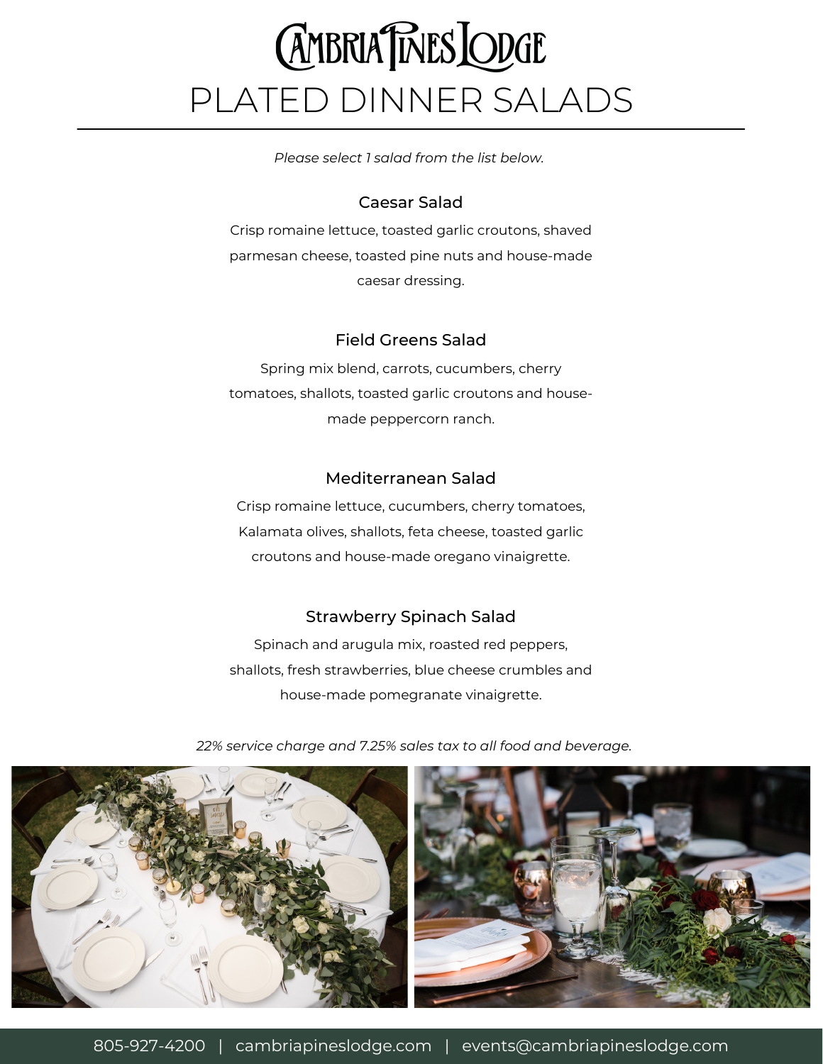# CAMBRIA PINES LODGE

# PLATED DINNER SALADS

*Please select 1 salad from the list below.*

### Caesar Salad

Crisp romaine lettuce, toasted garlic croutons, shaved parmesan cheese, toasted pine nuts and house-made caesar dressing.

### Field Greens Salad

Spring mix blend, carrots, cucumbers, cherry tomatoes, shallots, toasted garlic croutons and house-made peppercorn ranch.

### Mediterranean Salad

Crisp romaine lettuce, cucumbers, cherry tomatoes, Kalamata olives, shallots, feta cheese, toasted garlic croutons and house-made oregano vinaigrette.

### Strawberry Spinach Salad

Spinach and arugula mix, roasted red peppers, shallots, fresh strawberries, blue cheese crumbles and house-made pomegranate vinaigrette.

*22% service charge and 7.25% sales tax to all food and beverage.*

805-927-4200 | cambriapineslodge.com | events@cambriapineslodge.com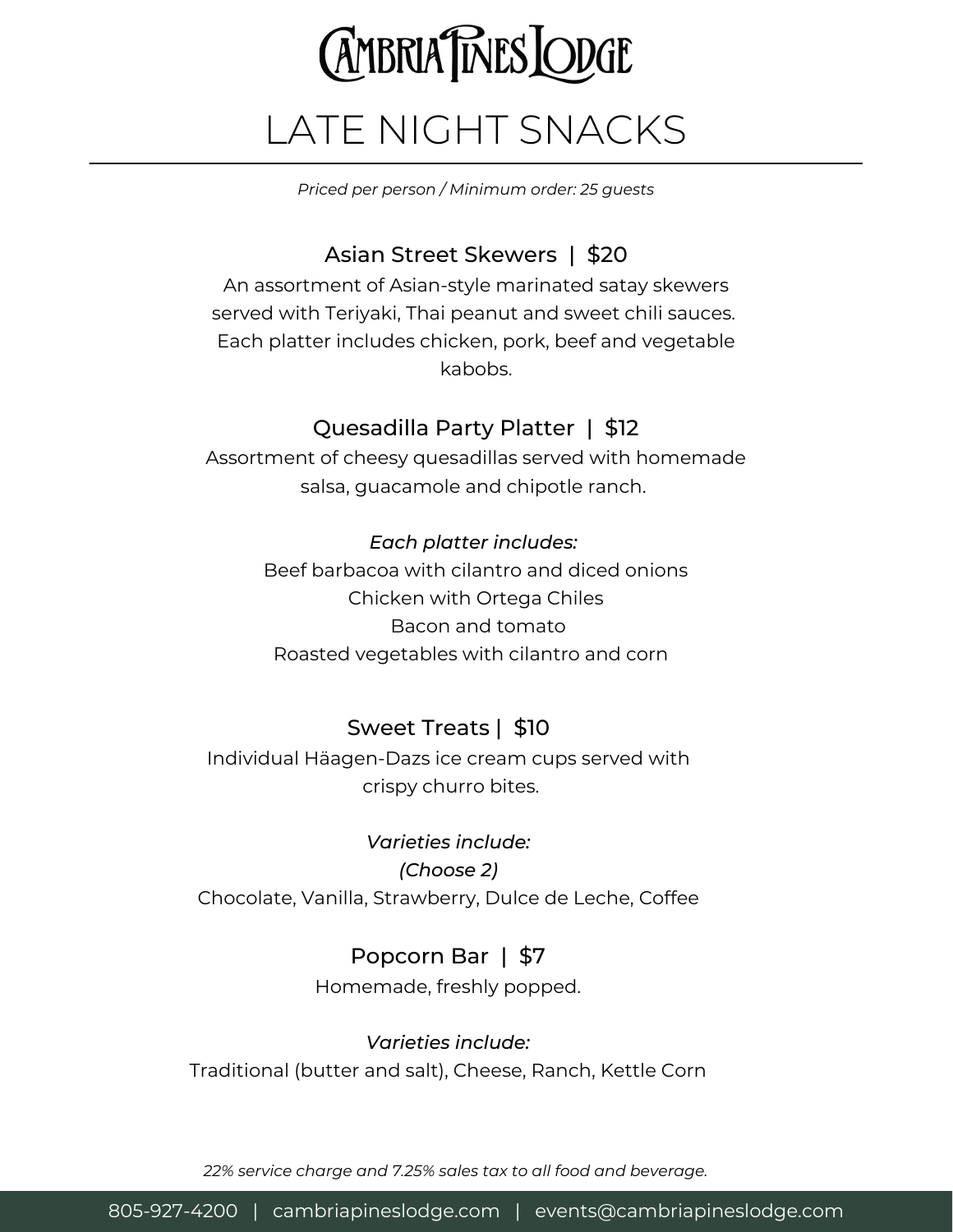# CAMBRIA PINES LODGE

## LATE NIGHT SNACKS

*Priced per person / Minimum order: 25 guests*

### Asian Street Skewers | $20

An assortment of Asian-style marinated satay skewers served with Teriyaki, Thai peanut and sweet chili sauces. Each platter includes chicken, pork, beef and vegetable kabobs.

### Quesadilla Party Platter | $12

Assortment of cheesy quesadillas served with homemade salsa, guacamole and chipotle ranch.

*Each platter includes:*

Beef barbacoa with cilantro and diced onions
Chicken with Ortega Chiles
Bacon and tomato
Roasted vegetables with cilantro and corn

### Sweet Treats | $10

Individual Häagen-Dazs ice cream cups served with crispy churro bites.

*Varieties include:*
*(Choose 2)*

Chocolate, Vanilla, Strawberry, Dulce de Leche, Coffee

### Popcorn Bar | $7

Homemade, freshly popped.

*Varieties include:*

Traditional (butter and salt), Cheese, Ranch, Kettle Corn

*22% service charge and 7.25% sales tax to all food and beverage.*

805-927-4200 | cambriapineslodge.com | events@cambriapineslodge.com